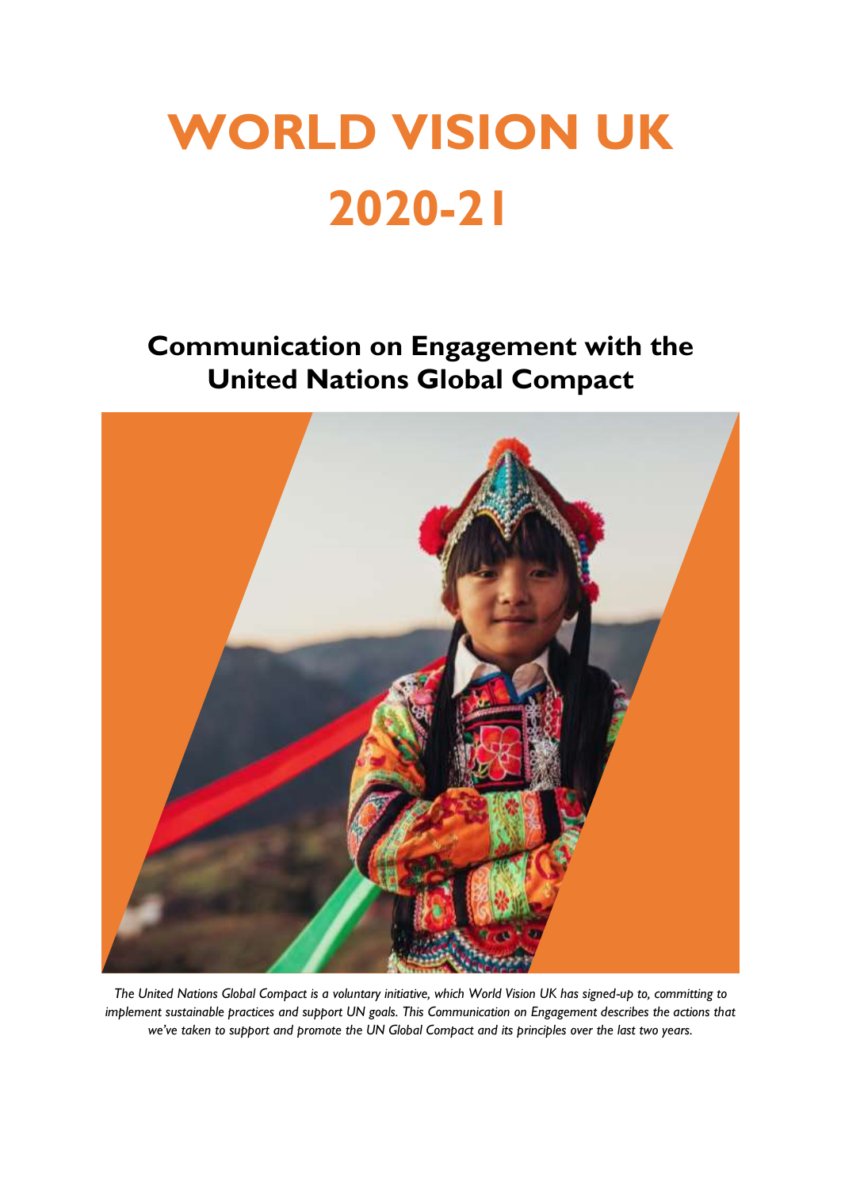# WORLD VISION UK
# 2020-21

## Communication on Engagement with the United Nations Global Compact

*The United Nations Global Compact is a voluntary initiative, which World Vision UK has signed-up to, committing to implement sustainable practices and support UN goals. This Communication on Engagement describes the actions that we've taken to support and promote the UN Global Compact and its principles over the last two years.*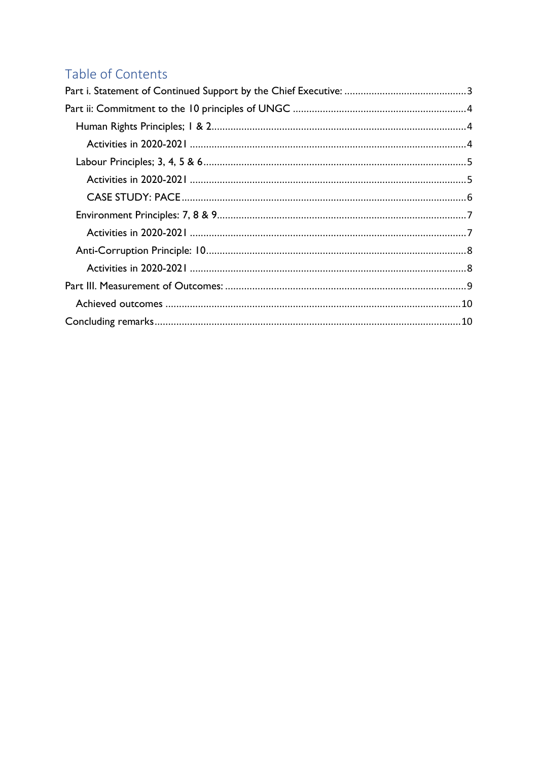# Table of Contents

Part i. Statement of Continued Support by the Chief Executive: ............................................3

Part ii: Commitment to the 10 principles of UNGC ...............................................................4

- Human Rights Principles; 1 & 2............................................................................................4
  - Activities in 2020-2021 ....................................................................................................4
- Labour Principles; 3, 4, 5 & 6...............................................................................................5
  - Activities in 2020-2021 ....................................................................................................5
  - CASE STUDY: PACE.......................................................................................................6
- Environment Principles: 7, 8 & 9...........................................................................................7
  - Activities in 2020-2021 ....................................................................................................7
- Anti-Corruption Principle: 10..............................................................................................8
  - Activities in 2020-2021 ....................................................................................................8

Part III. Measurement of Outcomes: ........................................................................................9

- Achieved outcomes ...........................................................................................................10

Concluding remarks................................................................................................................10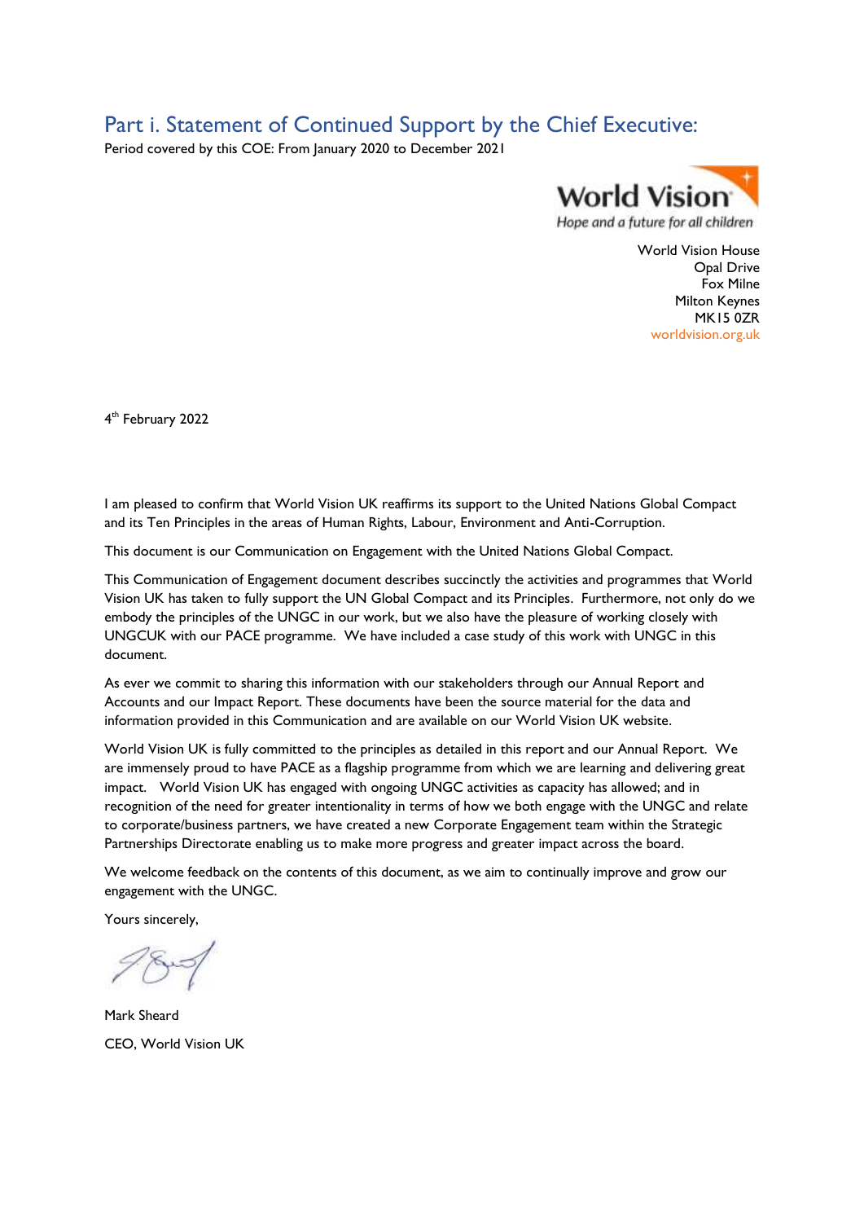## Part i. Statement of Continued Support by the Chief Executive:

Period covered by this COE: From January 2020 to December 2021

World Vision
*Hope and a future for all children*

World Vision House
Opal Drive
Fox Milne
Milton Keynes
MK15 0ZR
worldvision.org.uk

4th February 2022

I am pleased to confirm that World Vision UK reaffirms its support to the United Nations Global Compact and its Ten Principles in the areas of Human Rights, Labour, Environment and Anti-Corruption.

This document is our Communication on Engagement with the United Nations Global Compact.

This Communication of Engagement document describes succinctly the activities and programmes that World Vision UK has taken to fully support the UN Global Compact and its Principles. Furthermore, not only do we embody the principles of the UNGC in our work, but we also have the pleasure of working closely with UNGCUK with our PACE programme. We have included a case study of this work with UNGC in this document.

As ever we commit to sharing this information with our stakeholders through our Annual Report and Accounts and our Impact Report. These documents have been the source material for the data and information provided in this Communication and are available on our World Vision UK website.

World Vision UK is fully committed to the principles as detailed in this report and our Annual Report. We are immensely proud to have PACE as a flagship programme from which we are learning and delivering great impact. World Vision UK has engaged with ongoing UNGC activities as capacity has allowed; and in recognition of the need for greater intentionality in terms of how we both engage with the UNGC and relate to corporate/business partners, we have created a new Corporate Engagement team within the Strategic Partnerships Directorate enabling us to make more progress and greater impact across the board.

We welcome feedback on the contents of this document, as we aim to continually improve and grow our engagement with the UNGC.

Yours sincerely,

Mark Sheard

CEO, World Vision UK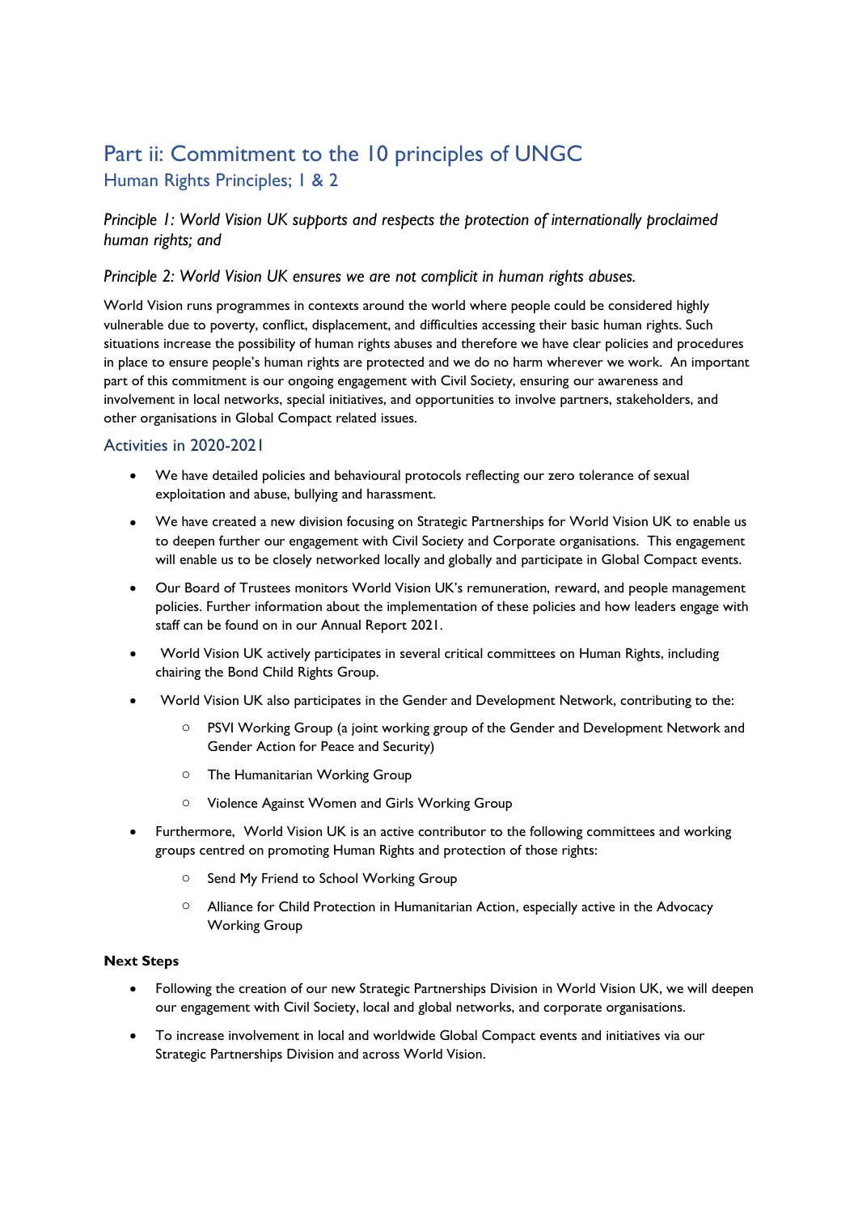# Part ii: Commitment to the 10 principles of UNGC

## Human Rights Principles; 1 & 2

*Principle 1: World Vision UK supports and respects the protection of internationally proclaimed human rights; and*

*Principle 2: World Vision UK ensures we are not complicit in human rights abuses.*

World Vision runs programmes in contexts around the world where people could be considered highly vulnerable due to poverty, conflict, displacement, and difficulties accessing their basic human rights. Such situations increase the possibility of human rights abuses and therefore we have clear policies and procedures in place to ensure people's human rights are protected and we do no harm wherever we work. An important part of this commitment is our ongoing engagement with Civil Society, ensuring our awareness and involvement in local networks, special initiatives, and opportunities to involve partners, stakeholders, and other organisations in Global Compact related issues.

### Activities in 2020-2021

- We have detailed policies and behavioural protocols reflecting our zero tolerance of sexual exploitation and abuse, bullying and harassment.
- We have created a new division focusing on Strategic Partnerships for World Vision UK to enable us to deepen further our engagement with Civil Society and Corporate organisations. This engagement will enable us to be closely networked locally and globally and participate in Global Compact events.
- Our Board of Trustees monitors World Vision UK's remuneration, reward, and people management policies. Further information about the implementation of these policies and how leaders engage with staff can be found on in our Annual Report 2021.
- World Vision UK actively participates in several critical committees on Human Rights, including chairing the Bond Child Rights Group.
- World Vision UK also participates in the Gender and Development Network, contributing to the:
  - PSVI Working Group (a joint working group of the Gender and Development Network and Gender Action for Peace and Security)
  - The Humanitarian Working Group
  - Violence Against Women and Girls Working Group
- Furthermore, World Vision UK is an active contributor to the following committees and working groups centred on promoting Human Rights and protection of those rights:
  - Send My Friend to School Working Group
  - Alliance for Child Protection in Humanitarian Action, especially active in the Advocacy Working Group

**Next Steps**

- Following the creation of our new Strategic Partnerships Division in World Vision UK, we will deepen our engagement with Civil Society, local and global networks, and corporate organisations.
- To increase involvement in local and worldwide Global Compact events and initiatives via our Strategic Partnerships Division and across World Vision.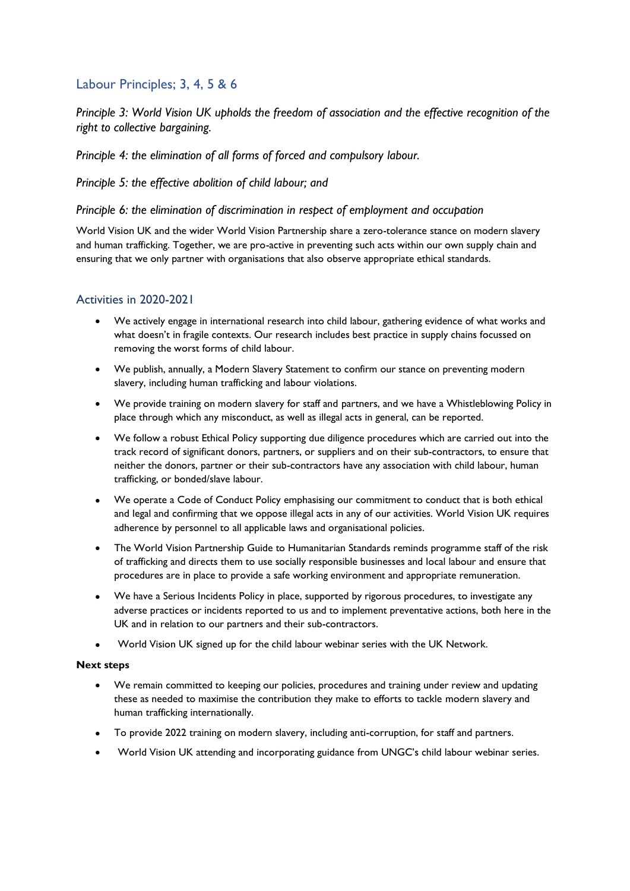## Labour Principles; 3, 4, 5 & 6

*Principle 3: World Vision UK upholds the freedom of association and the effective recognition of the right to collective bargaining.*

*Principle 4: the elimination of all forms of forced and compulsory labour.*

*Principle 5: the effective abolition of child labour; and*

*Principle 6: the elimination of discrimination in respect of employment and occupation*

World Vision UK and the wider World Vision Partnership share a zero-tolerance stance on modern slavery and human trafficking. Together, we are pro-active in preventing such acts within our own supply chain and ensuring that we only partner with organisations that also observe appropriate ethical standards.

### Activities in 2020-2021

- We actively engage in international research into child labour, gathering evidence of what works and what doesn't in fragile contexts. Our research includes best practice in supply chains focussed on removing the worst forms of child labour.
- We publish, annually, a Modern Slavery Statement to confirm our stance on preventing modern slavery, including human trafficking and labour violations.
- We provide training on modern slavery for staff and partners, and we have a Whistleblowing Policy in place through which any misconduct, as well as illegal acts in general, can be reported.
- We follow a robust Ethical Policy supporting due diligence procedures which are carried out into the track record of significant donors, partners, or suppliers and on their sub-contractors, to ensure that neither the donors, partner or their sub-contractors have any association with child labour, human trafficking, or bonded/slave labour.
- We operate a Code of Conduct Policy emphasising our commitment to conduct that is both ethical and legal and confirming that we oppose illegal acts in any of our activities. World Vision UK requires adherence by personnel to all applicable laws and organisational policies.
- The World Vision Partnership Guide to Humanitarian Standards reminds programme staff of the risk of trafficking and directs them to use socially responsible businesses and local labour and ensure that procedures are in place to provide a safe working environment and appropriate remuneration.
- We have a Serious Incidents Policy in place, supported by rigorous procedures, to investigate any adverse practices or incidents reported to us and to implement preventative actions, both here in the UK and in relation to our partners and their sub-contractors.
- World Vision UK signed up for the child labour webinar series with the UK Network.

**Next steps**

- We remain committed to keeping our policies, procedures and training under review and updating these as needed to maximise the contribution they make to efforts to tackle modern slavery and human trafficking internationally.
- To provide 2022 training on modern slavery, including anti-corruption, for staff and partners.
- World Vision UK attending and incorporating guidance from UNGC's child labour webinar series.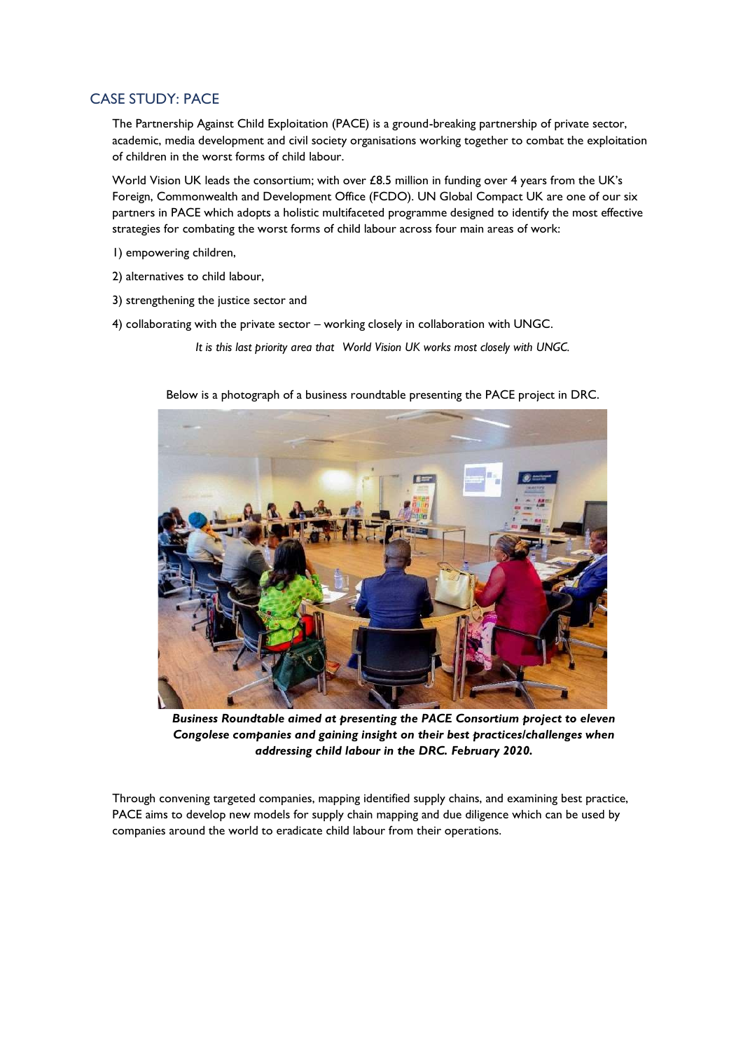## CASE STUDY: PACE

The Partnership Against Child Exploitation (PACE) is a ground-breaking partnership of private sector, academic, media development and civil society organisations working together to combat the exploitation of children in the worst forms of child labour.

World Vision UK leads the consortium; with over £8.5 million in funding over 4 years from the UK's Foreign, Commonwealth and Development Office (FCDO). UN Global Compact UK are one of our six partners in PACE which adopts a holistic multifaceted programme designed to identify the most effective strategies for combating the worst forms of child labour across four main areas of work:

1) empowering children,

2) alternatives to child labour,

3) strengthening the justice sector and

4) collaborating with the private sector – working closely in collaboration with UNGC.

*It is this last priority area that World Vision UK works most closely with UNGC.*

Below is a photograph of a business roundtable presenting the PACE project in DRC.

***Business Roundtable aimed at presenting the PACE Consortium project to eleven Congolese companies and gaining insight on their best practices/challenges when addressing child labour in the DRC. February 2020.***

Through convening targeted companies, mapping identified supply chains, and examining best practice, PACE aims to develop new models for supply chain mapping and due diligence which can be used by companies around the world to eradicate child labour from their operations.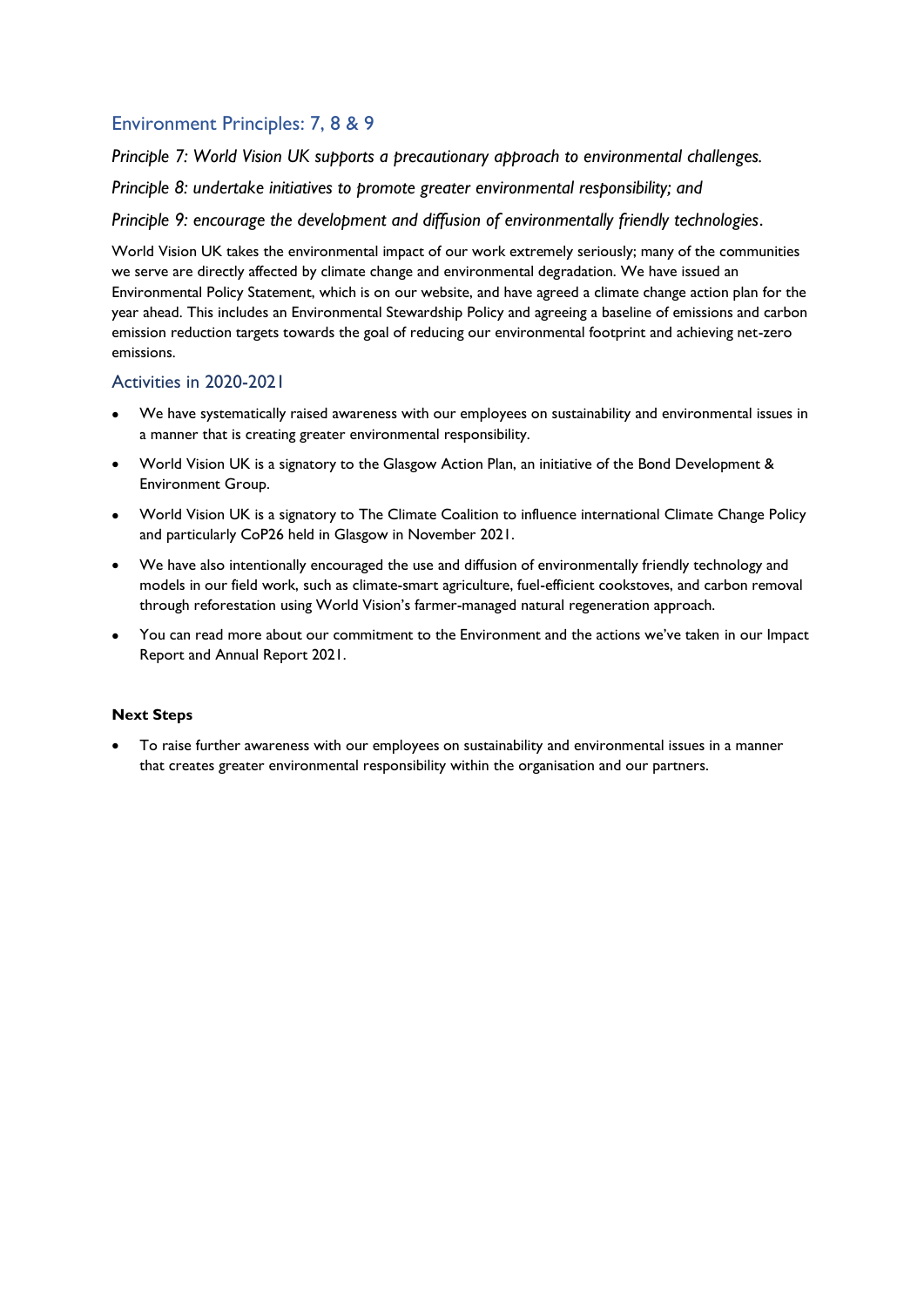## Environment Principles: 7, 8 & 9

*Principle 7: World Vision UK supports a precautionary approach to environmental challenges.*

*Principle 8: undertake initiatives to promote greater environmental responsibility; and*

*Principle 9: encourage the development and diffusion of environmentally friendly technologies.*

World Vision UK takes the environmental impact of our work extremely seriously; many of the communities we serve are directly affected by climate change and environmental degradation. We have issued an Environmental Policy Statement, which is on our website, and have agreed a climate change action plan for the year ahead. This includes an Environmental Stewardship Policy and agreeing a baseline of emissions and carbon emission reduction targets towards the goal of reducing our environmental footprint and achieving net-zero emissions.

### Activities in 2020-2021

- We have systematically raised awareness with our employees on sustainability and environmental issues in a manner that is creating greater environmental responsibility.
- World Vision UK is a signatory to the Glasgow Action Plan, an initiative of the Bond Development & Environment Group.
- World Vision UK is a signatory to The Climate Coalition to influence international Climate Change Policy and particularly CoP26 held in Glasgow in November 2021.
- We have also intentionally encouraged the use and diffusion of environmentally friendly technology and models in our field work, such as climate-smart agriculture, fuel-efficient cookstoves, and carbon removal through reforestation using World Vision's farmer-managed natural regeneration approach.
- You can read more about our commitment to the Environment and the actions we've taken in our Impact Report and Annual Report 2021.

**Next Steps**

- To raise further awareness with our employees on sustainability and environmental issues in a manner that creates greater environmental responsibility within the organisation and our partners.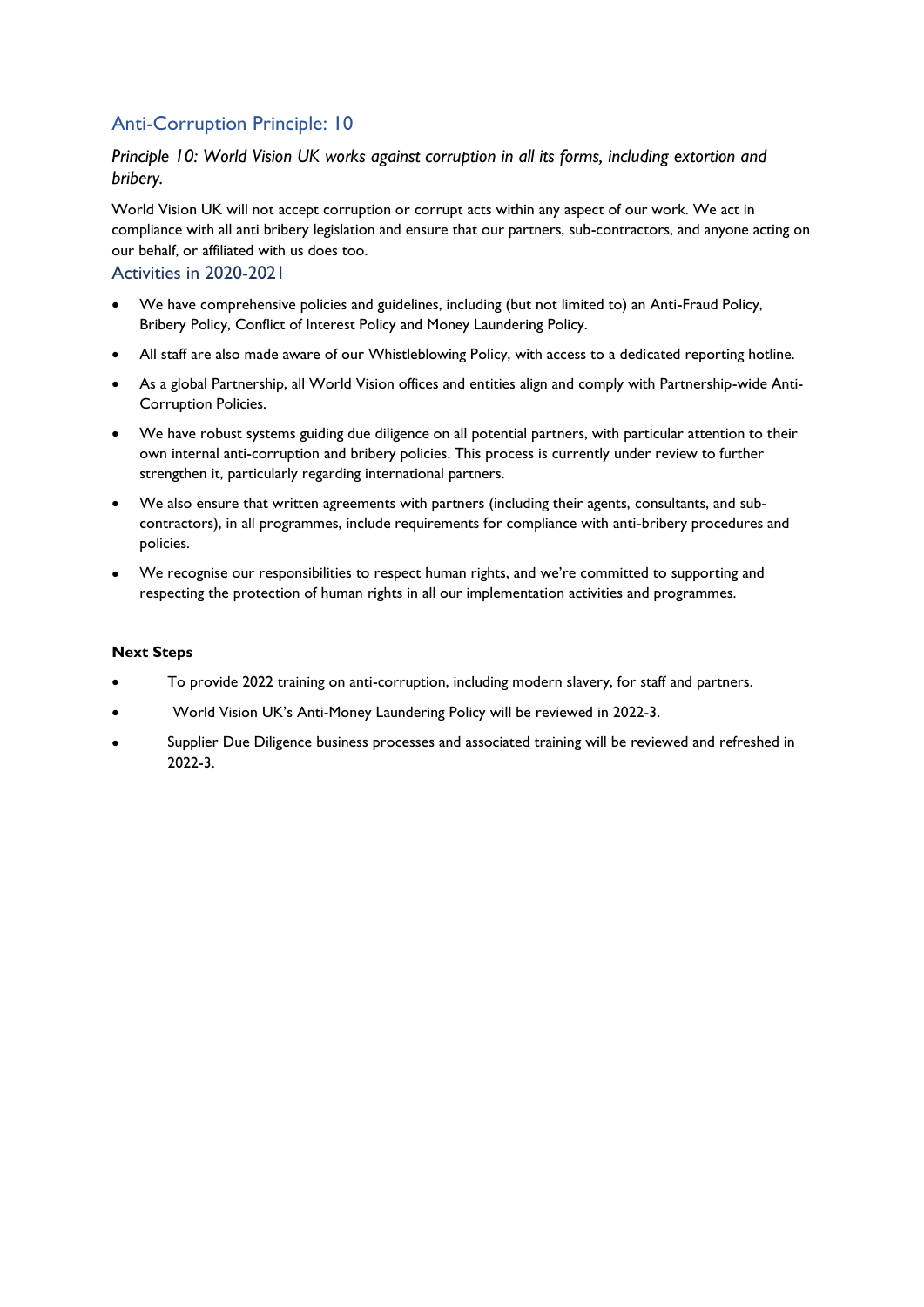## Anti-Corruption Principle: 10

*Principle 10: World Vision UK works against corruption in all its forms, including extortion and bribery.*

World Vision UK will not accept corruption or corrupt acts within any aspect of our work. We act in compliance with all anti bribery legislation and ensure that our partners, sub-contractors, and anyone acting on our behalf, or affiliated with us does too.

### Activities in 2020-2021

- We have comprehensive policies and guidelines, including (but not limited to) an Anti-Fraud Policy, Bribery Policy, Conflict of Interest Policy and Money Laundering Policy.
- All staff are also made aware of our Whistleblowing Policy, with access to a dedicated reporting hotline.
- As a global Partnership, all World Vision offices and entities align and comply with Partnership-wide Anti-Corruption Policies.
- We have robust systems guiding due diligence on all potential partners, with particular attention to their own internal anti-corruption and bribery policies. This process is currently under review to further strengthen it, particularly regarding international partners.
- We also ensure that written agreements with partners (including their agents, consultants, and sub-contractors), in all programmes, include requirements for compliance with anti-bribery procedures and policies.
- We recognise our responsibilities to respect human rights, and we're committed to supporting and respecting the protection of human rights in all our implementation activities and programmes.

**Next Steps**

- To provide 2022 training on anti-corruption, including modern slavery, for staff and partners.
- World Vision UK's Anti-Money Laundering Policy will be reviewed in 2022-3.
- Supplier Due Diligence business processes and associated training will be reviewed and refreshed in 2022-3.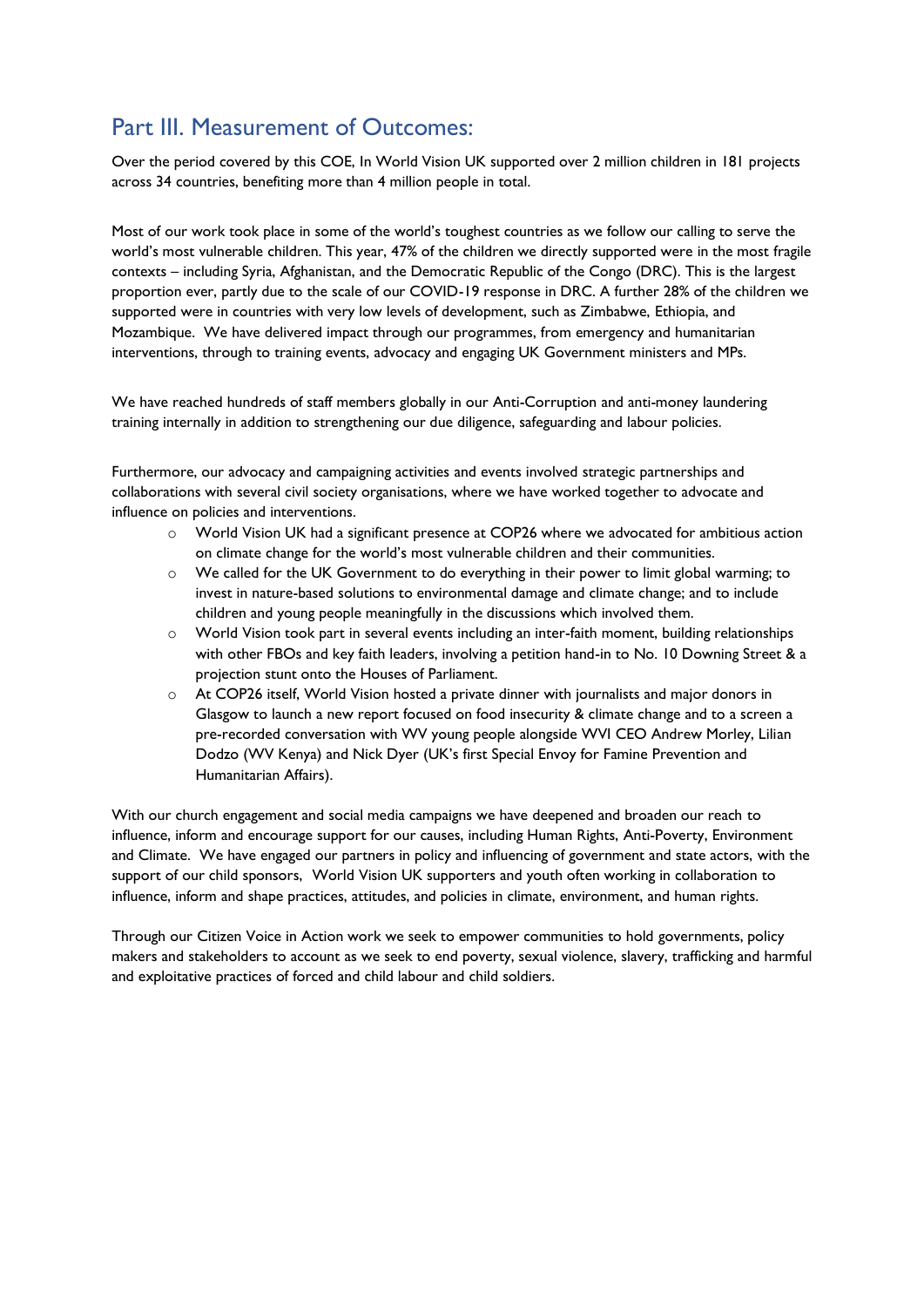## Part III. Measurement of Outcomes:

Over the period covered by this COE, In World Vision UK supported over 2 million children in 181 projects across 34 countries, benefiting more than 4 million people in total.

Most of our work took place in some of the world's toughest countries as we follow our calling to serve the world's most vulnerable children. This year, 47% of the children we directly supported were in the most fragile contexts – including Syria, Afghanistan, and the Democratic Republic of the Congo (DRC). This is the largest proportion ever, partly due to the scale of our COVID-19 response in DRC. A further 28% of the children we supported were in countries with very low levels of development, such as Zimbabwe, Ethiopia, and Mozambique. We have delivered impact through our programmes, from emergency and humanitarian interventions, through to training events, advocacy and engaging UK Government ministers and MPs.

We have reached hundreds of staff members globally in our Anti-Corruption and anti-money laundering training internally in addition to strengthening our due diligence, safeguarding and labour policies.

Furthermore, our advocacy and campaigning activities and events involved strategic partnerships and collaborations with several civil society organisations, where we have worked together to advocate and influence on policies and interventions.

- World Vision UK had a significant presence at COP26 where we advocated for ambitious action on climate change for the world's most vulnerable children and their communities.
- We called for the UK Government to do everything in their power to limit global warming; to invest in nature-based solutions to environmental damage and climate change; and to include children and young people meaningfully in the discussions which involved them.
- World Vision took part in several events including an inter-faith moment, building relationships with other FBOs and key faith leaders, involving a petition hand-in to No. 10 Downing Street & a projection stunt onto the Houses of Parliament.
- At COP26 itself, World Vision hosted a private dinner with journalists and major donors in Glasgow to launch a new report focused on food insecurity & climate change and to a screen a pre-recorded conversation with WV young people alongside WVI CEO Andrew Morley, Lilian Dodzo (WV Kenya) and Nick Dyer (UK's first Special Envoy for Famine Prevention and Humanitarian Affairs).

With our church engagement and social media campaigns we have deepened and broaden our reach to influence, inform and encourage support for our causes, including Human Rights, Anti-Poverty, Environment and Climate. We have engaged our partners in policy and influencing of government and state actors, with the support of our child sponsors, World Vision UK supporters and youth often working in collaboration to influence, inform and shape practices, attitudes, and policies in climate, environment, and human rights.

Through our Citizen Voice in Action work we seek to empower communities to hold governments, policy makers and stakeholders to account as we seek to end poverty, sexual violence, slavery, trafficking and harmful and exploitative practices of forced and child labour and child soldiers.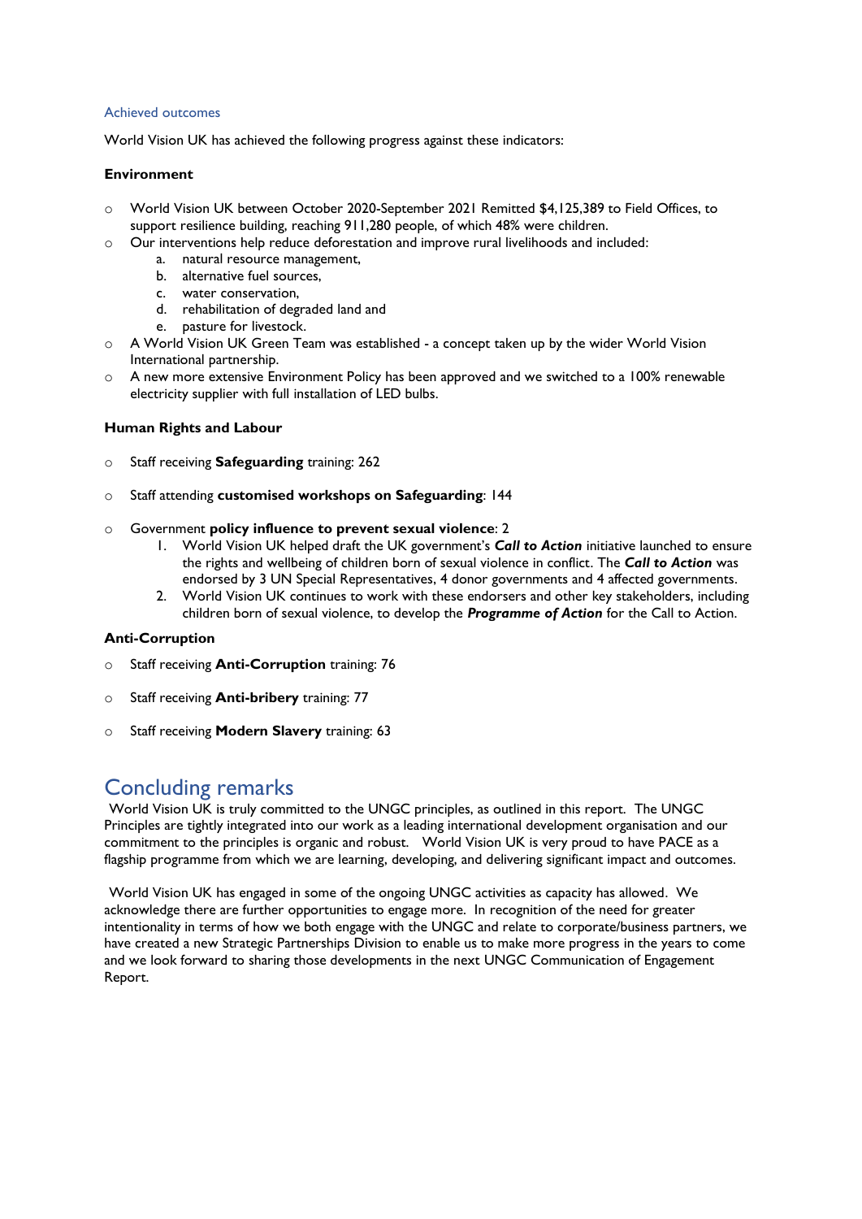### Achieved outcomes

World Vision UK has achieved the following progress against these indicators:

**Environment**

- World Vision UK between October 2020-September 2021 Remitted $4,125,389 to Field Offices, to support resilience building, reaching 911,280 people, of which 48% were children.
- Our interventions help reduce deforestation and improve rural livelihoods and included:
  a. natural resource management,
  b. alternative fuel sources,
  c. water conservation,
  d. rehabilitation of degraded land and
  e. pasture for livestock.
- A World Vision UK Green Team was established - a concept taken up by the wider World Vision International partnership.
- A new more extensive Environment Policy has been approved and we switched to a 100% renewable electricity supplier with full installation of LED bulbs.

**Human Rights and Labour**

- Staff receiving **Safeguarding** training: 262
- Staff attending **customised workshops on Safeguarding**: 144
- Government **policy influence to prevent sexual violence**: 2
  1. World Vision UK helped draft the UK government's ***Call to Action*** initiative launched to ensure the rights and wellbeing of children born of sexual violence in conflict. The ***Call to Action*** was endorsed by 3 UN Special Representatives, 4 donor governments and 4 affected governments.
  2. World Vision UK continues to work with these endorsers and other key stakeholders, including children born of sexual violence, to develop the ***Programme of Action*** for the Call to Action.

**Anti-Corruption**

- Staff receiving **Anti-Corruption** training: 76
- Staff receiving **Anti-bribery** training: 77
- Staff receiving **Modern Slavery** training: 63

## Concluding remarks

World Vision UK is truly committed to the UNGC principles, as outlined in this report. The UNGC Principles are tightly integrated into our work as a leading international development organisation and our commitment to the principles is organic and robust. World Vision UK is very proud to have PACE as a flagship programme from which we are learning, developing, and delivering significant impact and outcomes.

World Vision UK has engaged in some of the ongoing UNGC activities as capacity has allowed. We acknowledge there are further opportunities to engage more. In recognition of the need for greater intentionality in terms of how we both engage with the UNGC and relate to corporate/business partners, we have created a new Strategic Partnerships Division to enable us to make more progress in the years to come and we look forward to sharing those developments in the next UNGC Communication of Engagement Report.